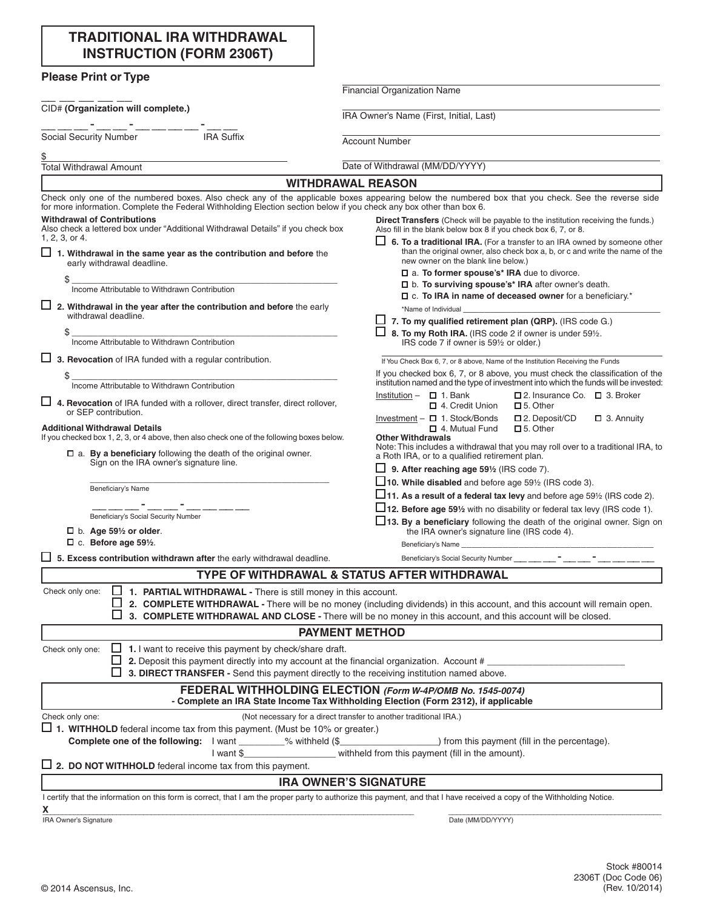# TRADITIONAL IRA WITHDRAWAL INSTRUCTION (FORM 2306T)

**Please Print or Type**

___ ___ ___ ___ ___
CID# **(Organization will complete.)**

___ ___ ___ - ___ ___ - ___ ___ ___ ___ - ___ ___
Social Security Number IRA Suffix

$ ______________________________
Total Withdrawal Amount

______________________________
Financial Organization Name

______________________________
IRA Owner's Name (First, Initial, Last)

______________________________
Account Number

______________________________
Date of Withdrawal (MM/DD/YYYY)

## WITHDRAWAL REASON

Check only one of the numbered boxes. Also check any of the applicable boxes appearing below the numbered box that you check. See the reverse side for more information. Complete the Federal Withholding Election section below if you check any box other than box 6.

**Withdrawal of Contributions**
Also check a lettered box under "Additional Withdrawal Details" if you check box 1, 2, 3, or 4.

☐ **1. Withdrawal in the same year as the contribution and before** the early withdrawal deadline.

$ ______________________________
Income Attributable to Withdrawn Contribution

☐ **2. Withdrawal in the year after the contribution and before** the early withdrawal deadline.

$ ______________________________
Income Attributable to Withdrawn Contribution

☐ **3. Revocation** of IRA funded with a regular contribution.

$ ______________________________
Income Attributable to Withdrawn Contribution

☐ **4. Revocation** of IRA funded with a rollover, direct transfer, direct rollover, or SEP contribution.

**Additional Withdrawal Details**
If you checked box 1, 2, 3, or 4 above, then also check one of the following boxes below.

☐ a. **By a beneficiary** following the death of the original owner. Sign on the IRA owner's signature line.

______________________________
Beneficiary's Name

___ ___ ___ - ___ ___ - ___ ___ ___ ___
Beneficiary's Social Security Number

☐ b. **Age 59½ or older**.
☐ c. **Before age 59½**.

☐ **5. Excess contribution withdrawn after** the early withdrawal deadline.

**Direct Transfers** (Check will be payable to the institution receiving the funds.)
Also fill in the blank below box 8 if you check box 6, 7, or 8.

☐ **6. To a traditional IRA.** (For a transfer to an IRA owned by someone other than the original owner, also check box a, b, or c and write the name of the new owner on the blank line below.)

☐ a. **To former spouse's* IRA** due to divorce.
☐ b. **To surviving spouse's* IRA** after owner's death.
☐ c. **To IRA in name of deceased owner** for a beneficiary.*

*Name of Individual ______________________________

☐ **7. To my qualified retirement plan (QRP).** (IRS code G.)

☐ **8. To my Roth IRA.** (IRS code 2 if owner is under 59½. IRS code 7 if owner is 59½ or older.)

______________________________
If You Check Box 6, 7, or 8 above, Name of the Institution Receiving the Funds

If you checked box 6, 7, or 8 above, you must check the classification of the institution named and the type of investment into which the funds will be invested:

Institution – ☐ 1. Bank ☐ 2. Insurance Co. ☐ 3. Broker ☐ 4. Credit Union ☐ 5. Other

Investment – ☐ 1. Stock/Bonds ☐ 2. Deposit/CD ☐ 3. Annuity ☐ 4. Mutual Fund ☐ 5. Other

**Other Withdrawals**
Note: This includes a withdrawal that you may roll over to a traditional IRA, to a Roth IRA, or to a qualified retirement plan.

☐ **9. After reaching age 59½** (IRS code 7).

☐ **10. While disabled** and before age 59½ (IRS code 3).

☐ **11. As a result of a federal tax levy** and before age 59½ (IRS code 2).

☐ **12. Before age 59½** with no disability or federal tax levy (IRS code 1).

☐ **13. By a beneficiary** following the death of the original owner. Sign on the IRA owner's signature line (IRS code 4).

Beneficiary's Name ______________________________

Beneficiary's Social Security Number ___ ___ ___ - ___ ___ - ___ ___ ___ ___

## TYPE OF WITHDRAWAL & STATUS AFTER WITHDRAWAL

Check only one:

☐ **1. PARTIAL WITHDRAWAL -** There is still money in this account.
☐ **2. COMPLETE WITHDRAWAL -** There will be no money (including dividends) in this account, and this account will remain open.
☐ **3. COMPLETE WITHDRAWAL AND CLOSE -** There will be no money in this account, and this account will be closed.

## PAYMENT METHOD

Check only one:

☐ **1.** I want to receive this payment by check/share draft.
☐ **2.** Deposit this payment directly into my account at the financial organization. Account # ______________
☐ **3. DIRECT TRANSFER -** Send this payment directly to the receiving institution named above.

## FEDERAL WITHHOLDING ELECTION *(Form W-4P/OMB No. 1545-0074)*

**- Complete an IRA State Income Tax Withholding Election (Form 2312), if applicable**

Check only one: (Not necessary for a direct transfer to another traditional IRA.)

☐ **1. WITHHOLD** federal income tax from this payment. (Must be 10% or greater.)

**Complete one of the following:** I want ________% withheld ($______________) from this payment (fill in the percentage).
I want $______________ withheld from this payment (fill in the amount).

☐ **2. DO NOT WITHHOLD** federal income tax from this payment.

## IRA OWNER'S SIGNATURE

I certify that the information on this form is correct, that I am the proper party to authorize this payment, and that I have received a copy of the Withholding Notice.

**X** ______________________________
IRA Owner's Signature

______________________________
Date (MM/DD/YYYY)

© 2014 Ascensus, Inc.

Stock #80014
2306T (Doc Code 06)
(Rev. 10/2014)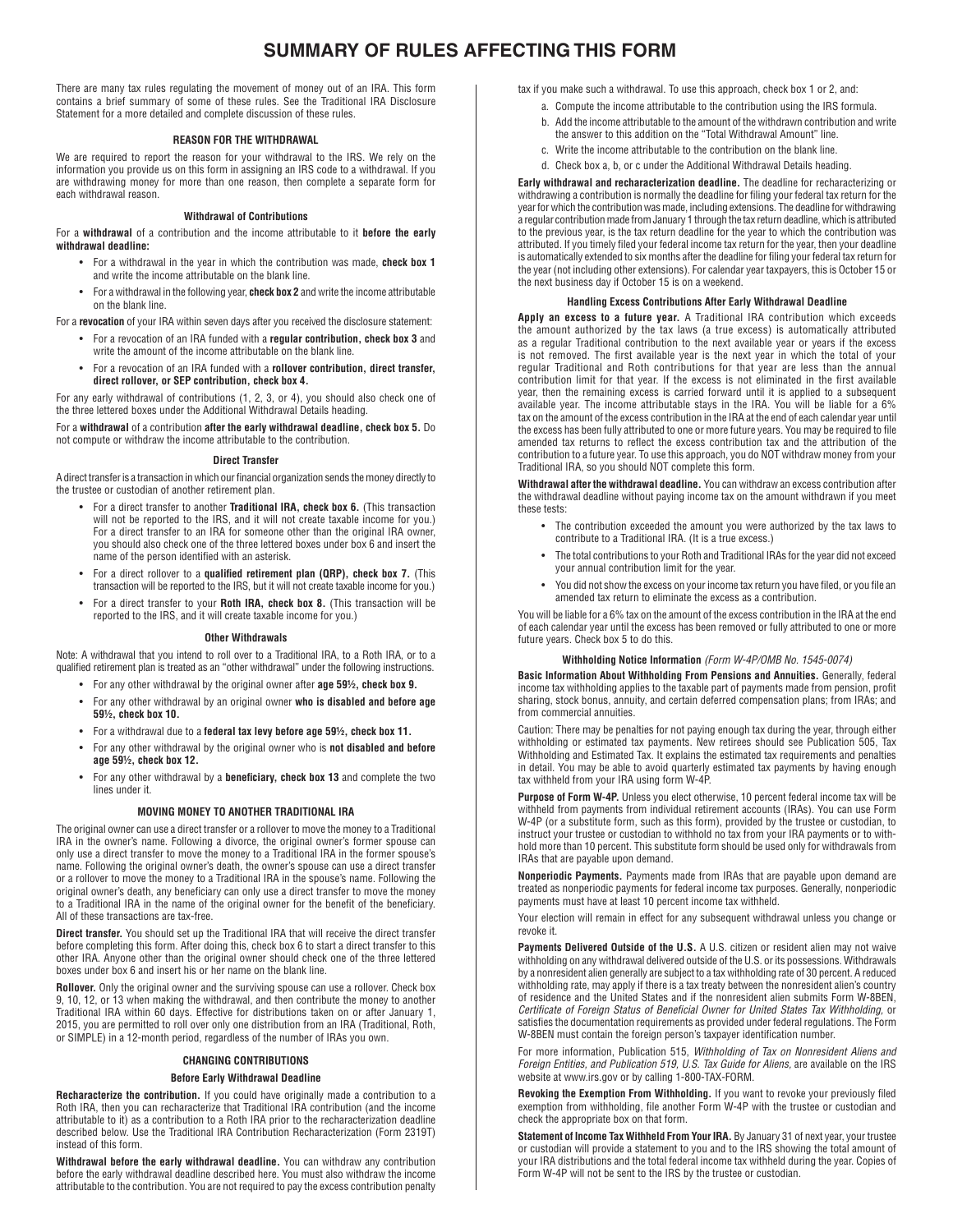# SUMMARY OF RULES AFFECTING THIS FORM

There are many tax rules regulating the movement of money out of an IRA. This form contains a brief summary of some of these rules. See the Traditional IRA Disclosure Statement for a more detailed and complete discussion of these rules.

## REASON FOR THE WITHDRAWAL

We are required to report the reason for your withdrawal to the IRS. We rely on the information you provide us on this form in assigning an IRS code to a withdrawal. If you are withdrawing money for more than one reason, then complete a separate form for each withdrawal reason.

### Withdrawal of Contributions

For a **withdrawal** of a contribution and the income attributable to it **before the early withdrawal deadline:**

- For a withdrawal in the year in which the contribution was made, **check box 1** and write the income attributable on the blank line.
- For a withdrawal in the following year, **check box 2** and write the income attributable on the blank line.

For a **revocation** of your IRA within seven days after you received the disclosure statement:

- For a revocation of an IRA funded with a **regular contribution, check box 3** and write the amount of the income attributable on the blank line.
- For a revocation of an IRA funded with a **rollover contribution, direct transfer, direct rollover, or SEP contribution, check box 4.**

For any early withdrawal of contributions (1, 2, 3, or 4), you should also check one of the three lettered boxes under the Additional Withdrawal Details heading.

For a **withdrawal** of a contribution **after the early withdrawal deadline, check box 5.** Do not compute or withdraw the income attributable to the contribution.

### Direct Transfer

A direct transfer is a transaction in which our financial organization sends the money directly to the trustee or custodian of another retirement plan.

- For a direct transfer to another **Traditional IRA, check box 6.** (This transaction will not be reported to the IRS, and it will not create taxable income for you.) For a direct transfer to an IRA for someone other than the original IRA owner, you should also check one of the three lettered boxes under box 6 and insert the name of the person identified with an asterisk.
- For a direct rollover to a **qualified retirement plan (QRP), check box 7.** (This transaction will be reported to the IRS, but it will not create taxable income for you.)
- For a direct transfer to your **Roth IRA, check box 8.** (This transaction will be reported to the IRS, and it will create taxable income for you.)

### Other Withdrawals

Note: A withdrawal that you intend to roll over to a Traditional IRA, to a Roth IRA, or to a qualified retirement plan is treated as an "other withdrawal" under the following instructions.

- For any other withdrawal by the original owner after **age 59½, check box 9.**
- For any other withdrawal by an original owner **who is disabled and before age 59½, check box 10.**
- For a withdrawal due to a **federal tax levy before age 59½, check box 11.**
- For any other withdrawal by the original owner who is **not disabled and before age 59½, check box 12.**
- For any other withdrawal by a **beneficiary, check box 13** and complete the two lines under it.

## MOVING MONEY TO ANOTHER TRADITIONAL IRA

The original owner can use a direct transfer or a rollover to move the money to a Traditional IRA in the owner's name. Following a divorce, the original owner's former spouse can only use a direct transfer to move the money to a Traditional IRA in the former spouse's name. Following the original owner's death, the owner's spouse can use a direct transfer or a rollover to move the money to a Traditional IRA in the spouse's name. Following the original owner's death, any beneficiary can only use a direct transfer to move the money to a Traditional IRA in the name of the original owner for the benefit of the beneficiary. All of these transactions are tax-free.

**Direct transfer.** You should set up the Traditional IRA that will receive the direct transfer before completing this form. After doing this, check box 6 to start a direct transfer to this other IRA. Anyone other than the original owner should check one of the three lettered boxes under box 6 and insert his or her name on the blank line.

**Rollover.** Only the original owner and the surviving spouse can use a rollover. Check box 9, 10, 12, or 13 when making the withdrawal, and then contribute the money to another Traditional IRA within 60 days. Effective for distributions taken on or after January 1, 2015, you are permitted to roll over only one distribution from an IRA (Traditional, Roth, or SIMPLE) in a 12-month period, regardless of the number of IRAs you own.

## CHANGING CONTRIBUTIONS

### Before Early Withdrawal Deadline

**Recharacterize the contribution.** If you could have originally made a contribution to a Roth IRA, then you can recharacterize that Traditional IRA contribution (and the income attributable to it) as a contribution to a Roth IRA prior to the recharacterization deadline described below. Use the Traditional IRA Contribution Recharacterization (Form 2319T) instead of this form.

**Withdrawal before the early withdrawal deadline.** You can withdraw any contribution before the early withdrawal deadline described here. You must also withdraw the income attributable to the contribution. You are not required to pay the excess contribution penalty tax if you make such a withdrawal. To use this approach, check box 1 or 2, and:

a. Compute the income attributable to the contribution using the IRS formula.
b. Add the income attributable to the amount of the withdrawn contribution and write the answer to this addition on the "Total Withdrawal Amount" line.
c. Write the income attributable to the contribution on the blank line.
d. Check box a, b, or c under the Additional Withdrawal Details heading.

**Early withdrawal and recharacterization deadline.** The deadline for recharacterizing or withdrawing a contribution is normally the deadline for filing your federal tax return for the year for which the contribution was made, including extensions. The deadline for withdrawing a regular contribution made from January 1 through the tax return deadline, which is attributed to the previous year, is the tax return deadline for the year to which the contribution was attributed. If you timely filed your federal income tax return for the year, then your deadline is automatically extended to six months after the deadline for filing your federal tax return for the year (not including other extensions). For calendar year taxpayers, this is October 15 or the next business day if October 15 is on a weekend.

### Handling Excess Contributions After Early Withdrawal Deadline

**Apply an excess to a future year.** A Traditional IRA contribution which exceeds the amount authorized by the tax laws (a true excess) is automatically attributed as a regular Traditional contribution to the next available year or years if the excess is not removed. The first available year is the next year in which the total of your regular Traditional and Roth contributions for that year are less than the annual contribution limit for that year. If the excess is not eliminated in the first available year, then the remaining excess is carried forward until it is applied to a subsequent available year. The income attributable stays in the IRA. You will be liable for a 6% tax on the amount of the excess contribution in the IRA at the end of each calendar year until the excess has been fully attributed to one or more future years. You may be required to file amended tax returns to reflect the excess contribution tax and the attribution of the contribution to a future year. To use this approach, you do NOT withdraw money from your Traditional IRA, so you should NOT complete this form.

**Withdrawal after the withdrawal deadline.** You can withdraw an excess contribution after the withdrawal deadline without paying income tax on the amount withdrawn if you meet these tests:

- The contribution exceeded the amount you were authorized by the tax laws to contribute to a Traditional IRA. (It is a true excess.)
- The total contributions to your Roth and Traditional IRAs for the year did not exceed your annual contribution limit for the year.
- You did not show the excess on your income tax return you have filed, or you file an amended tax return to eliminate the excess as a contribution.

You will be liable for a 6% tax on the amount of the excess contribution in the IRA at the end of each calendar year until the excess has been removed or fully attributed to one or more future years. Check box 5 to do this.

### Withholding Notice Information *(Form W-4P/OMB No. 1545-0074)*

**Basic Information About Withholding From Pensions and Annuities.** Generally, federal income tax withholding applies to the taxable part of payments made from pension, profit sharing, stock bonus, annuity, and certain deferred compensation plans; from IRAs; and from commercial annuities.

Caution: There may be penalties for not paying enough tax during the year, through either withholding or estimated tax payments. New retirees should see Publication 505, Tax Withholding and Estimated Tax. It explains the estimated tax requirements and penalties in detail. You may be able to avoid quarterly estimated tax payments by having enough tax withheld from your IRA using form W-4P.

**Purpose of Form W-4P.** Unless you elect otherwise, 10 percent federal income tax will be withheld from payments from individual retirement accounts (IRAs). You can use Form W-4P (or a substitute form, such as this form), provided by the trustee or custodian, to instruct your trustee or custodian to withhold no tax from your IRA payments or to withhold more than 10 percent. This substitute form should be used only for withdrawals from IRAs that are payable upon demand.

**Nonperiodic Payments.** Payments made from IRAs that are payable upon demand are treated as nonperiodic payments for federal income tax purposes. Generally, nonperiodic payments must have at least 10 percent income tax withheld.

Your election will remain in effect for any subsequent withdrawal unless you change or revoke it.

**Payments Delivered Outside of the U.S.** A U.S. citizen or resident alien may not waive withholding on any withdrawal delivered outside of the U.S. or its possessions. Withdrawals by a nonresident alien generally are subject to a tax withholding rate of 30 percent. A reduced withholding rate, may apply if there is a tax treaty between the nonresident alien's country of residence and the United States and if the nonresident alien submits Form W-8BEN, *Certificate of Foreign Status of Beneficial Owner for United States Tax Withholding,* or satisfies the documentation requirements as provided under federal regulations. The Form W-8BEN must contain the foreign person's taxpayer identification number.

For more information, Publication 515, *Withholding of Tax on Nonresident Aliens and Foreign Entities, and Publication 519, U.S. Tax Guide for Aliens,* are available on the IRS website at www.irs.gov or by calling 1-800-TAX-FORM.

**Revoking the Exemption From Withholding.** If you want to revoke your previously filed exemption from withholding, file another Form W-4P with the trustee or custodian and check the appropriate box on that form.

**Statement of Income Tax Withheld From Your IRA.** By January 31 of next year, your trustee or custodian will provide a statement to you and to the IRS showing the total amount of your IRA distributions and the total federal income tax withheld during the year. Copies of Form W-4P will not be sent to the IRS by the trustee or custodian.